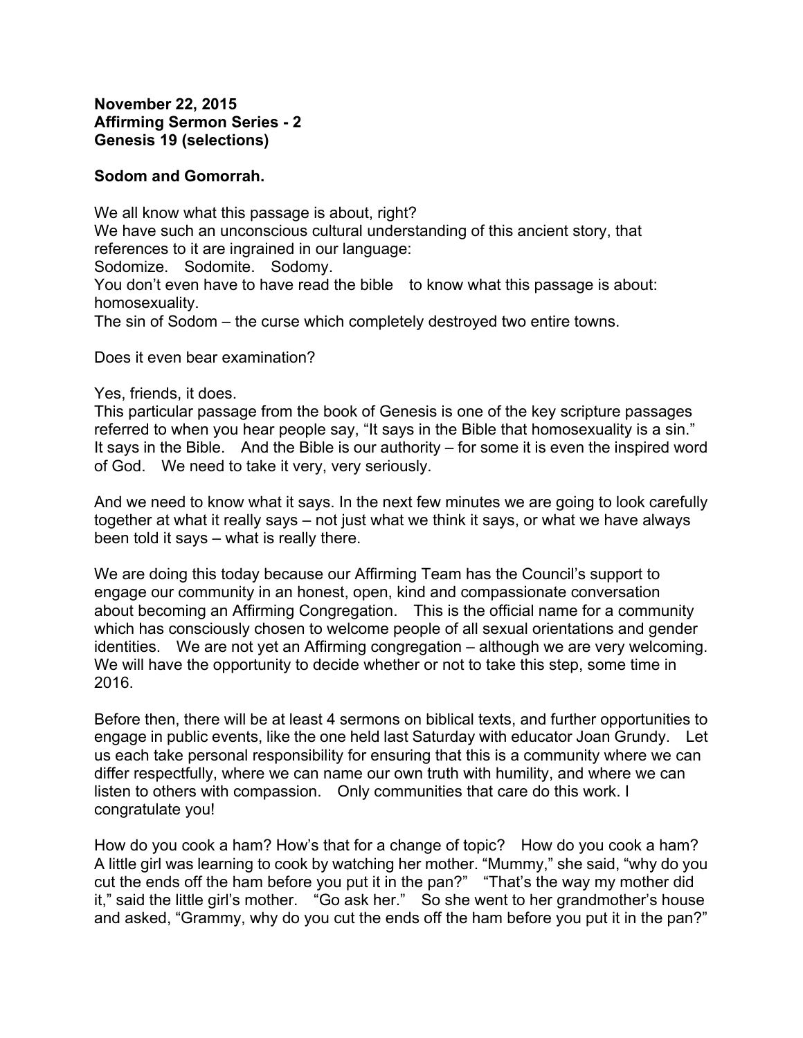**November 22, 2015**
**Affirming Sermon Series - 2**
**Genesis 19 (selections)**

**Sodom and Gomorrah.**

We all know what this passage is about, right?
We have such an unconscious cultural understanding of this ancient story, that references to it are ingrained in our language:
Sodomize. Sodomite. Sodomy.
You don't even have to have read the bible to know what this passage is about: homosexuality.
The sin of Sodom – the curse which completely destroyed two entire towns.

Does it even bear examination?

Yes, friends, it does.
This particular passage from the book of Genesis is one of the key scripture passages referred to when you hear people say, "It says in the Bible that homosexuality is a sin." It says in the Bible. And the Bible is our authority – for some it is even the inspired word of God. We need to take it very, very seriously.

And we need to know what it says. In the next few minutes we are going to look carefully together at what it really says – not just what we think it says, or what we have always been told it says – what is really there.

We are doing this today because our Affirming Team has the Council's support to engage our community in an honest, open, kind and compassionate conversation about becoming an Affirming Congregation. This is the official name for a community which has consciously chosen to welcome people of all sexual orientations and gender identities. We are not yet an Affirming congregation – although we are very welcoming. We will have the opportunity to decide whether or not to take this step, some time in 2016.

Before then, there will be at least 4 sermons on biblical texts, and further opportunities to engage in public events, like the one held last Saturday with educator Joan Grundy. Let us each take personal responsibility for ensuring that this is a community where we can differ respectfully, where we can name our own truth with humility, and where we can listen to others with compassion. Only communities that care do this work. I congratulate you!

How do you cook a ham? How's that for a change of topic? How do you cook a ham? A little girl was learning to cook by watching her mother. "Mummy," she said, "why do you cut the ends off the ham before you put it in the pan?" "That's the way my mother did it," said the little girl's mother. "Go ask her." So she went to her grandmother's house and asked, "Grammy, why do you cut the ends off the ham before you put it in the pan?"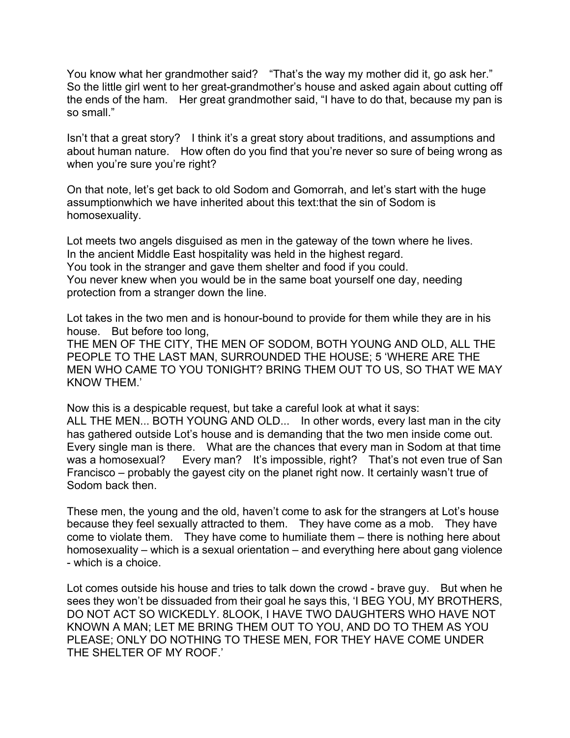You know what her grandmother said? "That's the way my mother did it, go ask her." So the little girl went to her great-grandmother's house and asked again about cutting off the ends of the ham. Her great grandmother said, "I have to do that, because my pan is so small."

Isn't that a great story? I think it's a great story about traditions, and assumptions and about human nature. How often do you find that you're never so sure of being wrong as when you're sure you're right?

On that note, let's get back to old Sodom and Gomorrah, and let's start with the huge assumptionwhich we have inherited about this text:that the sin of Sodom is homosexuality.

Lot meets two angels disguised as men in the gateway of the town where he lives.
In the ancient Middle East hospitality was held in the highest regard.
You took in the stranger and gave them shelter and food if you could.
You never knew when you would be in the same boat yourself one day, needing protection from a stranger down the line.

Lot takes in the two men and is honour-bound to provide for them while they are in his house. But before too long,
THE MEN OF THE CITY, THE MEN OF SODOM, BOTH YOUNG AND OLD, ALL THE PEOPLE TO THE LAST MAN, SURROUNDED THE HOUSE; 5 'WHERE ARE THE MEN WHO CAME TO YOU TONIGHT? BRING THEM OUT TO US, SO THAT WE MAY KNOW THEM.'

Now this is a despicable request, but take a careful look at what it says:
ALL THE MEN... BOTH YOUNG AND OLD... In other words, every last man in the city has gathered outside Lot's house and is demanding that the two men inside come out. Every single man is there. What are the chances that every man in Sodom at that time was a homosexual? Every man? It's impossible, right? That's not even true of San Francisco – probably the gayest city on the planet right now. It certainly wasn't true of Sodom back then.

These men, the young and the old, haven't come to ask for the strangers at Lot's house because they feel sexually attracted to them. They have come as a mob. They have come to violate them. They have come to humiliate them – there is nothing here about homosexuality – which is a sexual orientation – and everything here about gang violence - which is a choice.

Lot comes outside his house and tries to talk down the crowd - brave guy. But when he sees they won't be dissuaded from their goal he says this, 'I BEG YOU, MY BROTHERS, DO NOT ACT SO WICKEDLY. 8LOOK, I HAVE TWO DAUGHTERS WHO HAVE NOT KNOWN A MAN; LET ME BRING THEM OUT TO YOU, AND DO TO THEM AS YOU PLEASE; ONLY DO NOTHING TO THESE MEN, FOR THEY HAVE COME UNDER THE SHELTER OF MY ROOF.'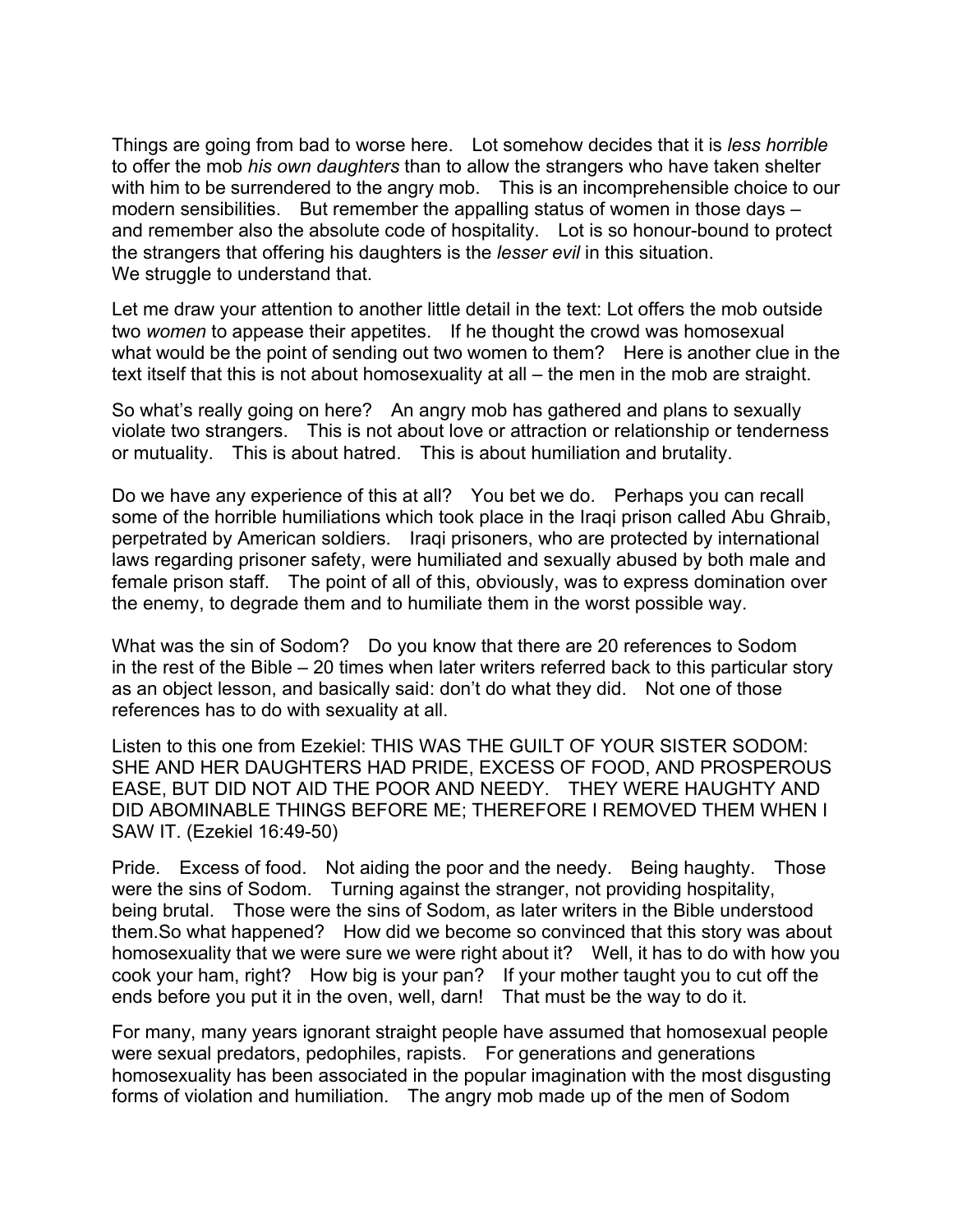Things are going from bad to worse here. Lot somehow decides that it is *less horrible* to offer the mob *his own daughters* than to allow the strangers who have taken shelter with him to be surrendered to the angry mob. This is an incomprehensible choice to our modern sensibilities. But remember the appalling status of women in those days – and remember also the absolute code of hospitality. Lot is so honour-bound to protect the strangers that offering his daughters is the *lesser evil* in this situation. We struggle to understand that.

Let me draw your attention to another little detail in the text: Lot offers the mob outside two *women* to appease their appetites. If he thought the crowd was homosexual what would be the point of sending out two women to them? Here is another clue in the text itself that this is not about homosexuality at all – the men in the mob are straight.

So what's really going on here? An angry mob has gathered and plans to sexually violate two strangers. This is not about love or attraction or relationship or tenderness or mutuality. This is about hatred. This is about humiliation and brutality.

Do we have any experience of this at all? You bet we do. Perhaps you can recall some of the horrible humiliations which took place in the Iraqi prison called Abu Ghraib, perpetrated by American soldiers. Iraqi prisoners, who are protected by international laws regarding prisoner safety, were humiliated and sexually abused by both male and female prison staff. The point of all of this, obviously, was to express domination over the enemy, to degrade them and to humiliate them in the worst possible way.

What was the sin of Sodom? Do you know that there are 20 references to Sodom in the rest of the Bible – 20 times when later writers referred back to this particular story as an object lesson, and basically said: don't do what they did. Not one of those references has to do with sexuality at all.

Listen to this one from Ezekiel: THIS WAS THE GUILT OF YOUR SISTER SODOM: SHE AND HER DAUGHTERS HAD PRIDE, EXCESS OF FOOD, AND PROSPEROUS EASE, BUT DID NOT AID THE POOR AND NEEDY. THEY WERE HAUGHTY AND DID ABOMINABLE THINGS BEFORE ME; THEREFORE I REMOVED THEM WHEN I SAW IT. (Ezekiel 16:49-50)

Pride. Excess of food. Not aiding the poor and the needy. Being haughty. Those were the sins of Sodom. Turning against the stranger, not providing hospitality, being brutal. Those were the sins of Sodom, as later writers in the Bible understood them.So what happened? How did we become so convinced that this story was about homosexuality that we were sure we were right about it? Well, it has to do with how you cook your ham, right? How big is your pan? If your mother taught you to cut off the ends before you put it in the oven, well, darn! That must be the way to do it.

For many, many years ignorant straight people have assumed that homosexual people were sexual predators, pedophiles, rapists. For generations and generations homosexuality has been associated in the popular imagination with the most disgusting forms of violation and humiliation. The angry mob made up of the men of Sodom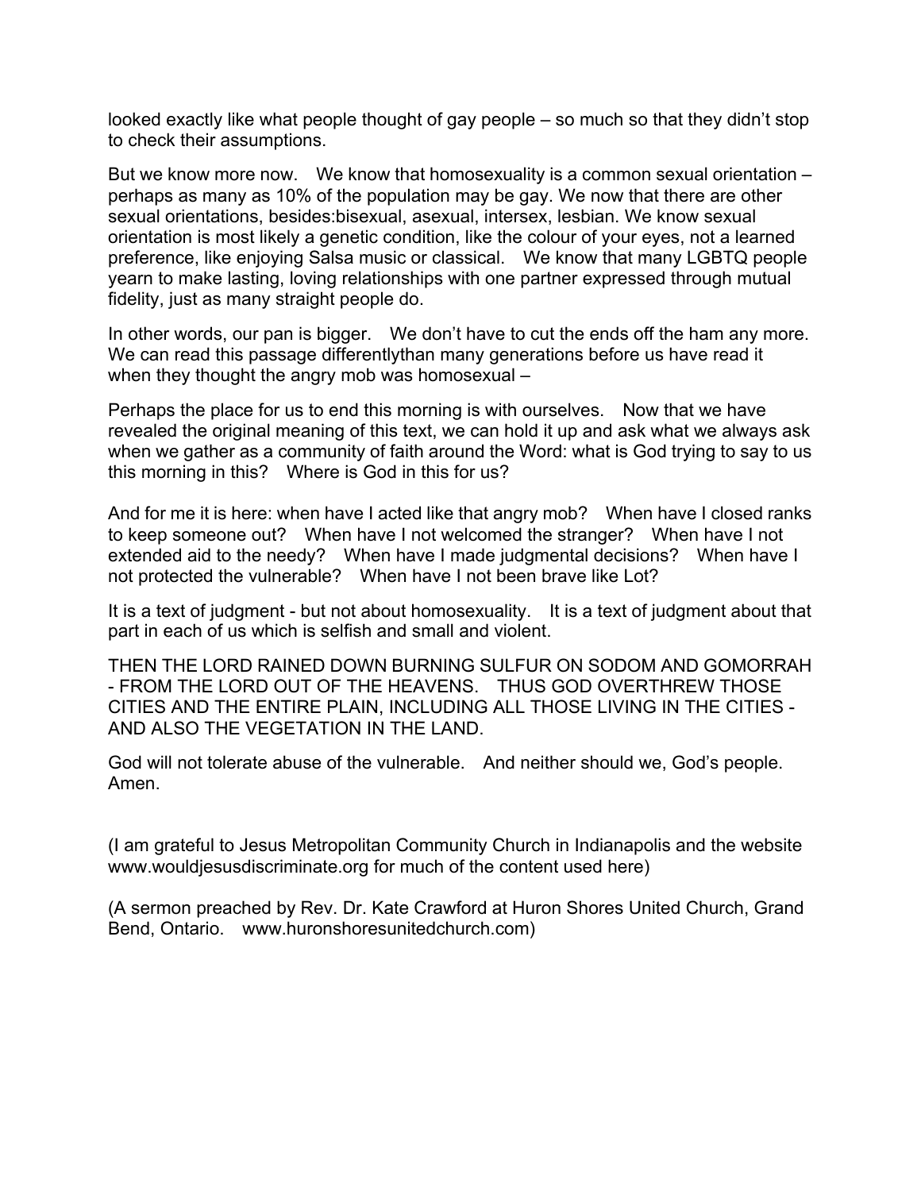looked exactly like what people thought of gay people – so much so that they didn't stop to check their assumptions.

But we know more now.  We know that homosexuality is a common sexual orientation – perhaps as many as 10% of the population may be gay. We now that there are other sexual orientations, besides:bisexual, asexual, intersex, lesbian. We know sexual orientation is most likely a genetic condition, like the colour of your eyes, not a learned preference, like enjoying Salsa music or classical.  We know that many LGBTQ people yearn to make lasting, loving relationships with one partner expressed through mutual fidelity, just as many straight people do.

In other words, our pan is bigger.  We don't have to cut the ends off the ham any more. We can read this passage differentlythan many generations before us have read it when they thought the angry mob was homosexual –

Perhaps the place for us to end this morning is with ourselves.  Now that we have revealed the original meaning of this text, we can hold it up and ask what we always ask when we gather as a community of faith around the Word: what is God trying to say to us this morning in this?  Where is God in this for us?

And for me it is here: when have I acted like that angry mob?  When have I closed ranks to keep someone out?  When have I not welcomed the stranger?  When have I not extended aid to the needy?  When have I made judgmental decisions?  When have I not protected the vulnerable?  When have I not been brave like Lot?

It is a text of judgment - but not about homosexuality.  It is a text of judgment about that part in each of us which is selfish and small and violent.

THEN THE LORD RAINED DOWN BURNING SULFUR ON SODOM AND GOMORRAH - FROM THE LORD OUT OF THE HEAVENS.  THUS GOD OVERTHREW THOSE CITIES AND THE ENTIRE PLAIN, INCLUDING ALL THOSE LIVING IN THE CITIES - AND ALSO THE VEGETATION IN THE LAND.

God will not tolerate abuse of the vulnerable.  And neither should we, God's people. Amen.

(I am grateful to Jesus Metropolitan Community Church in Indianapolis and the website www.wouldjesusdiscriminate.org for much of the content used here)

(A sermon preached by Rev. Dr. Kate Crawford at Huron Shores United Church, Grand Bend, Ontario.  www.huronshoresunitedchurch.com)